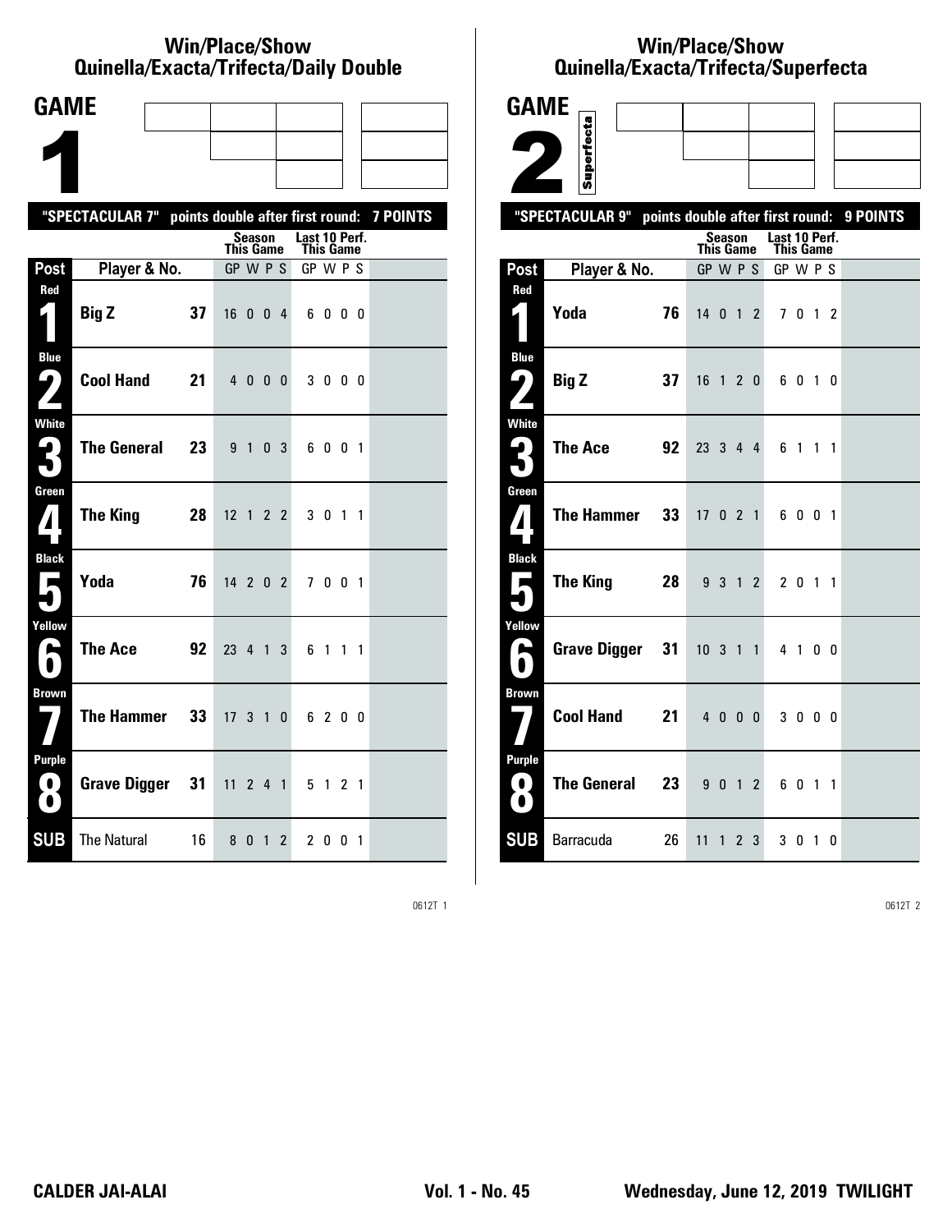## Win/Place/Show
## Quinella/Exacta/Trifecta/Daily Double

# GAME 1

"SPECTACULAR 7" points double after first round: 7 POINTS

| Post | Player & No. | | Season This Game GP W P S | Last 10 Perf. This Game GP W P S |
|---|---|---|---|---|
| Red 1 | Big Z | 37 | 16 0 0 4 | 6 0 0 0 |
| Blue 2 | Cool Hand | 21 | 4 0 0 0 | 3 0 0 0 |
| White 3 | The General | 23 | 9 1 0 3 | 6 0 0 1 |
| Green 4 | The King | 28 | 12 1 2 2 | 3 0 1 1 |
| Black 5 | Yoda | 76 | 14 2 0 2 | 7 0 0 1 |
| Yellow 6 | The Ace | 92 | 23 4 1 3 | 6 1 1 1 |
| Brown 7 | The Hammer | 33 | 17 3 1 0 | 6 2 0 0 |
| Purple 8 | Grave Digger | 31 | 11 2 4 1 | 5 1 2 1 |
| SUB | The Natural | 16 | 8 0 1 2 | 2 0 0 1 |

0612T 1

## Win/Place/Show
## Quinella/Exacta/Trifecta/Superfecta

# GAME 2

Superfecta

"SPECTACULAR 9" points double after first round: 9 POINTS

| Post | Player & No. | | Season This Game GP W P S | Last 10 Perf. This Game GP W P S |
|---|---|---|---|---|
| Red 1 | Yoda | 76 | 14 0 1 2 | 7 0 1 2 |
| Blue 2 | Big Z | 37 | 16 1 2 0 | 6 0 1 0 |
| White 3 | The Ace | 92 | 23 3 4 4 | 6 1 1 1 |
| Green 4 | The Hammer | 33 | 17 0 2 1 | 6 0 0 1 |
| Black 5 | The King | 28 | 9 3 1 2 | 2 0 1 1 |
| Yellow 6 | Grave Digger | 31 | 10 3 1 1 | 4 1 0 0 |
| Brown 7 | Cool Hand | 21 | 4 0 0 0 | 3 0 0 0 |
| Purple 8 | The General | 23 | 9 0 1 2 | 6 0 1 1 |
| SUB | Barracuda | 26 | 11 1 2 3 | 3 0 1 0 |

0612T 2

CALDER JAI-ALAI — Vol. 1 - No. 45 — Wednesday, June 12, 2019 TWILIGHT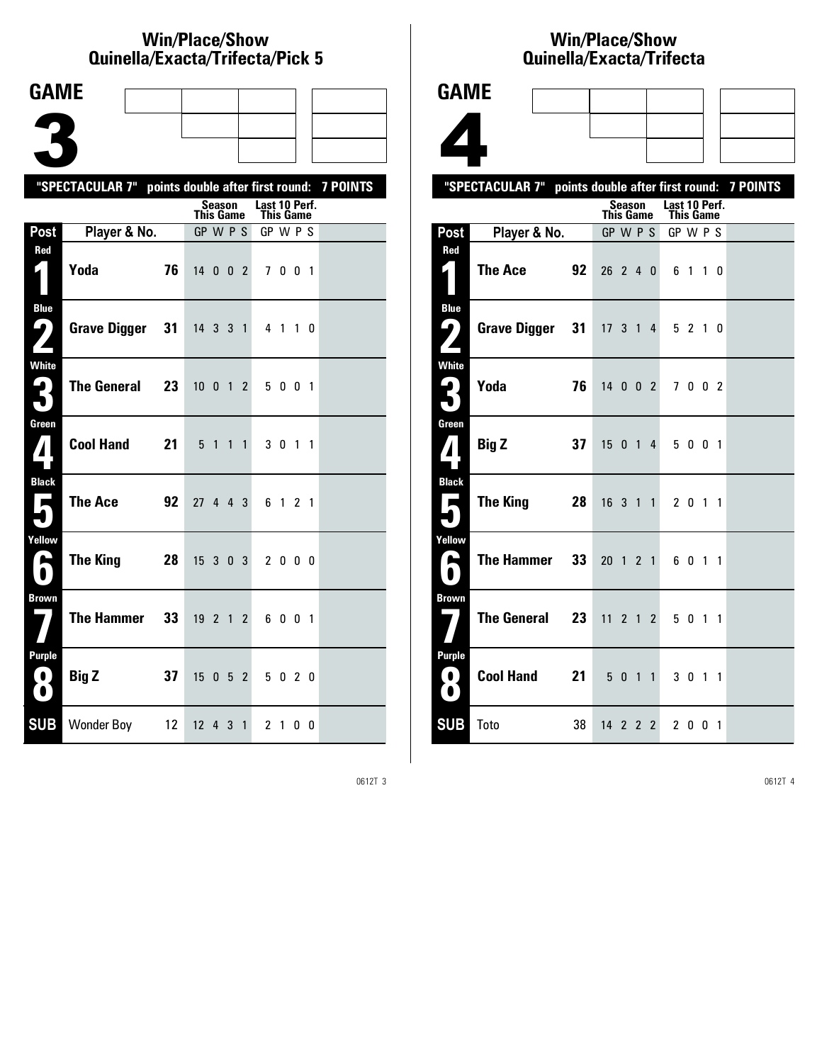## Win/Place/Show
## Quinella/Exacta/Trifecta/Pick 5

# GAME 3

**"SPECTACULAR 7" points double after first round: 7 POINTS**

| Post | Player & No. | | Season This Game GP | W | P | S | Last 10 Perf. This Game GP | W | P | S |
|---|---|---|---|---|---|---|---|---|---|---|
| Red 1 | **Yoda** | **76** | 14 | 0 | 0 | 2 | 7 | 0 | 0 | 1 |
| Blue 2 | **Grave Digger** | **31** | 14 | 3 | 3 | 1 | 4 | 1 | 1 | 0 |
| White 3 | **The General** | **23** | 10 | 0 | 1 | 2 | 5 | 0 | 0 | 1 |
| Green 4 | **Cool Hand** | **21** | 5 | 1 | 1 | 1 | 3 | 0 | 1 | 1 |
| Black 5 | **The Ace** | **92** | 27 | 4 | 4 | 3 | 6 | 1 | 2 | 1 |
| Yellow 6 | **The King** | **28** | 15 | 3 | 0 | 3 | 2 | 0 | 0 | 0 |
| Brown 7 | **The Hammer** | **33** | 19 | 2 | 1 | 2 | 6 | 0 | 0 | 1 |
| Purple 8 | **Big Z** | **37** | 15 | 0 | 5 | 2 | 5 | 0 | 2 | 0 |
| SUB | Wonder Boy | 12 | 12 | 4 | 3 | 1 | 2 | 1 | 0 | 0 |

0612T 3

## Win/Place/Show
## Quinella/Exacta/Trifecta

# GAME 4

**"SPECTACULAR 7" points double after first round: 7 POINTS**

| Post | Player & No. | | Season This Game GP | W | P | S | Last 10 Perf. This Game GP | W | P | S |
|---|---|---|---|---|---|---|---|---|---|---|
| Red 1 | **The Ace** | **92** | 26 | 2 | 4 | 0 | 6 | 1 | 1 | 0 |
| Blue 2 | **Grave Digger** | **31** | 17 | 3 | 1 | 4 | 5 | 2 | 1 | 0 |
| White 3 | **Yoda** | **76** | 14 | 0 | 0 | 2 | 7 | 0 | 0 | 2 |
| Green 4 | **Big Z** | **37** | 15 | 0 | 1 | 4 | 5 | 0 | 0 | 1 |
| Black 5 | **The King** | **28** | 16 | 3 | 1 | 1 | 2 | 0 | 1 | 1 |
| Yellow 6 | **The Hammer** | **33** | 20 | 1 | 2 | 1 | 6 | 0 | 1 | 1 |
| Brown 7 | **The General** | **23** | 11 | 2 | 1 | 2 | 5 | 0 | 1 | 1 |
| Purple 8 | **Cool Hand** | **21** | 5 | 0 | 1 | 1 | 3 | 0 | 1 | 1 |
| SUB | Toto | 38 | 14 | 2 | 2 | 2 | 2 | 0 | 0 | 1 |

0612T 4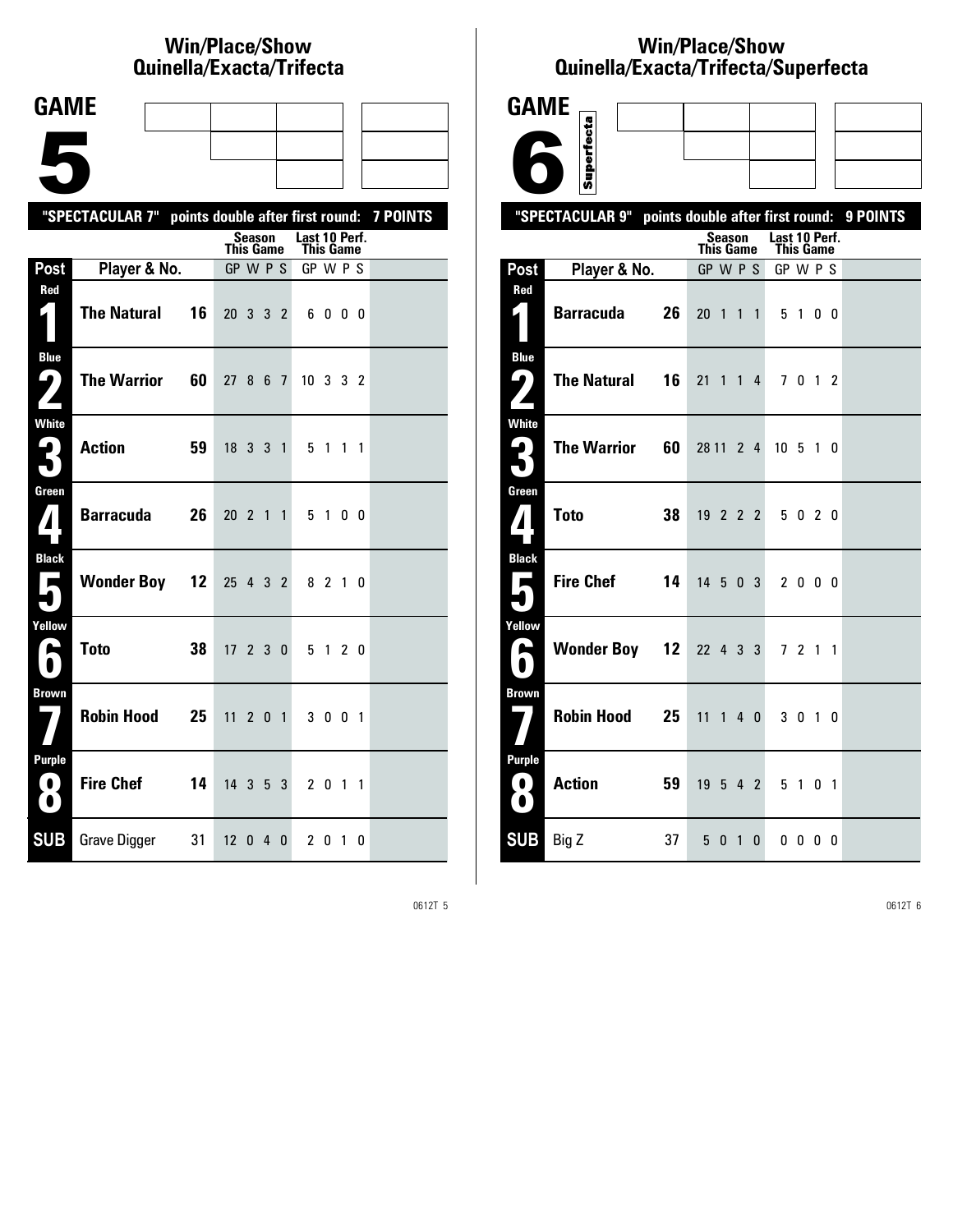## Win/Place/Show
## Quinella/Exacta/Trifecta

**GAME 5**

"SPECTACULAR 7" points double after first round: 7 POINTS

| Post | Player & No. | | Season This Game GP W P S | Last 10 Perf. This Game GP W P S | |
|---|---|---|---|---|---|
| Red 1 | **The Natural** | **16** | 20 3 3 2 | 6 0 0 0 | |
| Blue 2 | **The Warrior** | **60** | 27 8 6 7 | 10 3 3 2 | |
| White 3 | **Action** | **59** | 18 3 3 1 | 5 1 1 1 | |
| Green 4 | **Barracuda** | **26** | 20 2 1 1 | 5 1 0 0 | |
| Black 5 | **Wonder Boy** | **12** | 25 4 3 2 | 8 2 1 0 | |
| Yellow 6 | **Toto** | **38** | 17 2 3 0 | 5 1 2 0 | |
| Brown 7 | **Robin Hood** | **25** | 11 2 0 1 | 3 0 0 1 | |
| Purple 8 | **Fire Chef** | **14** | 14 3 5 3 | 2 0 1 1 | |
| SUB | Grave Digger | 31 | 12 0 4 0 | 2 0 1 0 | |

0612T 5

## Win/Place/Show
## Quinella/Exacta/Trifecta/Superfecta

**GAME 6** Superfecta

"SPECTACULAR 9" points double after first round: 9 POINTS

| Post | Player & No. | | Season This Game GP W P S | Last 10 Perf. This Game GP W P S | |
|---|---|---|---|---|---|
| Red 1 | **Barracuda** | **26** | 20 1 1 1 | 5 1 0 0 | |
| Blue 2 | **The Natural** | **16** | 21 1 1 4 | 7 0 1 2 | |
| White 3 | **The Warrior** | **60** | 28 11 2 4 | 10 5 1 0 | |
| Green 4 | **Toto** | **38** | 19 2 2 2 | 5 0 2 0 | |
| Black 5 | **Fire Chef** | **14** | 14 5 0 3 | 2 0 0 0 | |
| Yellow 6 | **Wonder Boy** | **12** | 22 4 3 3 | 7 2 1 1 | |
| Brown 7 | **Robin Hood** | **25** | 11 1 4 0 | 3 0 1 0 | |
| Purple 8 | **Action** | **59** | 19 5 4 2 | 5 1 0 1 | |
| SUB | Big Z | 37 | 5 0 1 0 | 0 0 0 0 | |

0612T 6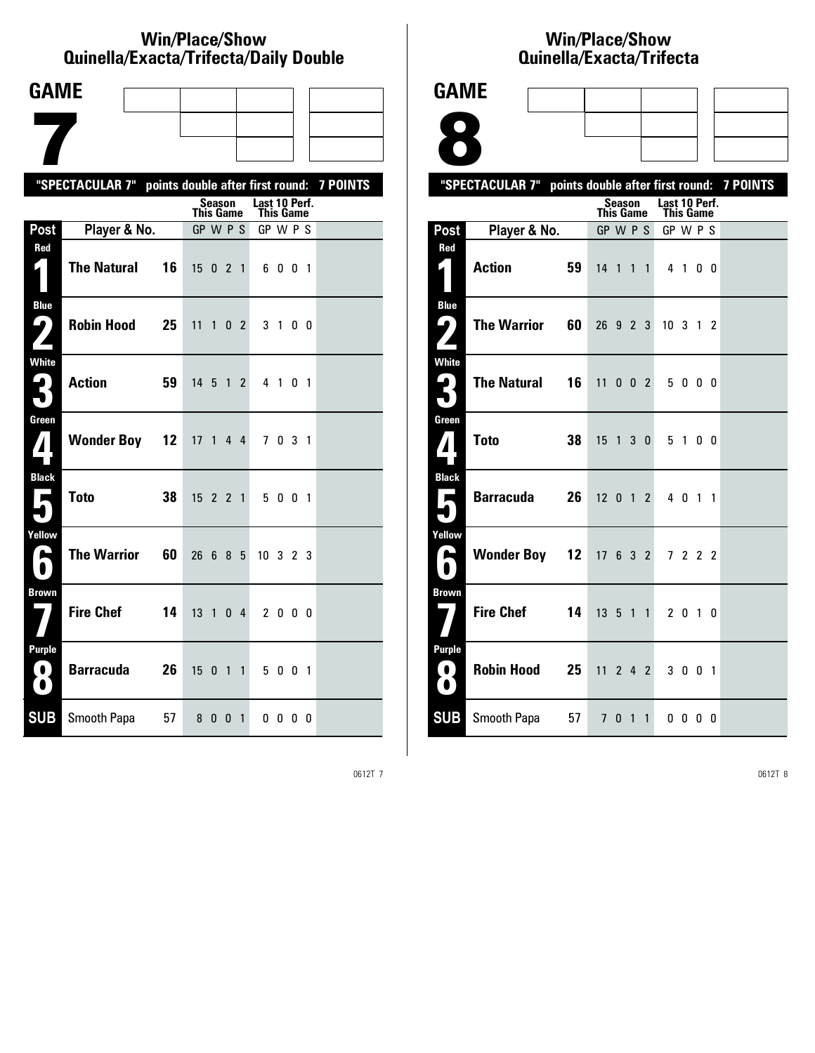# Win/Place/Show
# Quinella/Exacta/Trifecta/Daily Double

## GAME 7

"SPECTACULAR 7" points double after first round: 7 POINTS

| Post | Player & No. | | Season This Game GP W P S | Last 10 Perf. This Game GP W P S | |
|---|---|---|---|---|---|
| Red 1 | The Natural | 16 | 15 0 2 1 | 6 0 0 1 | |
| Blue 2 | Robin Hood | 25 | 11 1 0 2 | 3 1 0 0 | |
| White 3 | Action | 59 | 14 5 1 2 | 4 1 0 1 | |
| Green 4 | Wonder Boy | 12 | 17 1 4 4 | 7 0 3 1 | |
| Black 5 | Toto | 38 | 15 2 2 1 | 5 0 0 1 | |
| Yellow 6 | The Warrior | 60 | 26 6 8 5 | 10 3 2 3 | |
| Brown 7 | Fire Chef | 14 | 13 1 0 4 | 2 0 0 0 | |
| Purple 8 | Barracuda | 26 | 15 0 1 1 | 5 0 0 1 | |
| SUB | Smooth Papa | 57 | 8 0 0 1 | 0 0 0 0 | |

0612T 7

# Win/Place/Show
# Quinella/Exacta/Trifecta

## GAME 8

"SPECTACULAR 7" points double after first round: 7 POINTS

| Post | Player & No. | | Season This Game GP W P S | Last 10 Perf. This Game GP W P S | |
|---|---|---|---|---|---|
| Red 1 | Action | 59 | 14 1 1 1 | 4 1 0 0 | |
| Blue 2 | The Warrior | 60 | 26 9 2 3 | 10 3 1 2 | |
| White 3 | The Natural | 16 | 11 0 0 2 | 5 0 0 0 | |
| Green 4 | Toto | 38 | 15 1 3 0 | 5 1 0 0 | |
| Black 5 | Barracuda | 26 | 12 0 1 2 | 4 0 1 1 | |
| Yellow 6 | Wonder Boy | 12 | 17 6 3 2 | 7 2 2 2 | |
| Brown 7 | Fire Chef | 14 | 13 5 1 1 | 2 0 1 0 | |
| Purple 8 | Robin Hood | 25 | 11 2 4 2 | 3 0 0 1 | |
| SUB | Smooth Papa | 57 | 7 0 1 1 | 0 0 0 0 | |

0612T 8